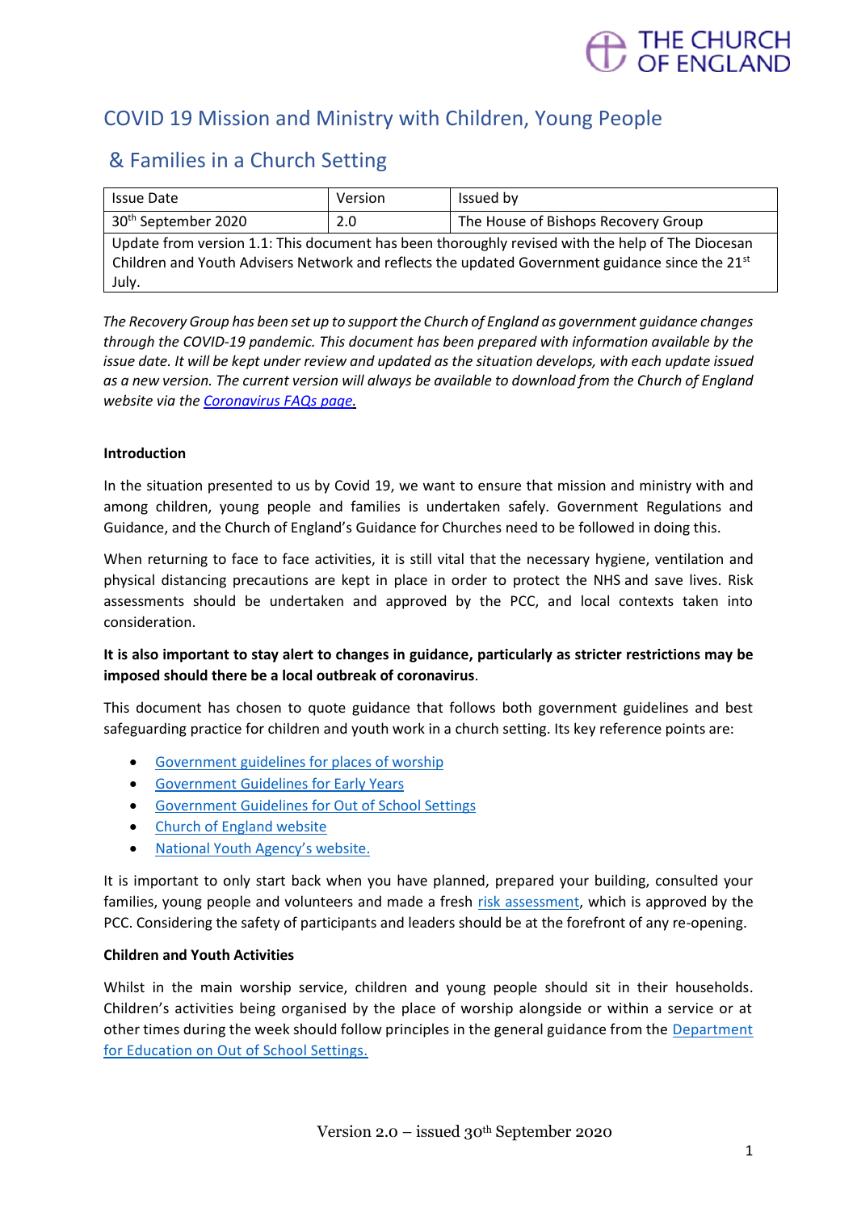# COVID 19 Mission and Ministry with Children, Young People & Families in a Church Setting

| Issue Date | Version | Issued by |
| --- | --- | --- |
| 30th September 2020 | 2.0 | The House of Bishops Recovery Group |
| Update from version 1.1: This document has been thoroughly revised with the help of The Diocesan Children and Youth Advisers Network and reflects the updated Government guidance since the 21st July. | | |

*The Recovery Group has been set up to support the Church of England as government guidance changes through the COVID-19 pandemic. This document has been prepared with information available by the issue date. It will be kept under review and updated as the situation develops, with each update issued as a new version. The current version will always be available to download from the Church of England website via the Coronavirus FAQs page.*

**Introduction**

In the situation presented to us by Covid 19, we want to ensure that mission and ministry with and among children, young people and families is undertaken safely. Government Regulations and Guidance, and the Church of England's Guidance for Churches need to be followed in doing this.

When returning to face to face activities, it is still vital that the necessary hygiene, ventilation and physical distancing precautions are kept in place in order to protect the NHS and save lives. Risk assessments should be undertaken and approved by the PCC, and local contexts taken into consideration.

**It is also important to stay alert to changes in guidance, particularly as stricter restrictions may be imposed should there be a local outbreak of coronavirus**.

This document has chosen to quote guidance that follows both government guidelines and best safeguarding practice for children and youth work in a church setting. Its key reference points are:

- Government guidelines for places of worship
- Government Guidelines for Early Years
- Government Guidelines for Out of School Settings
- Church of England website
- National Youth Agency's website.

It is important to only start back when you have planned, prepared your building, consulted your families, young people and volunteers and made a fresh risk assessment, which is approved by the PCC. Considering the safety of participants and leaders should be at the forefront of any re-opening.

**Children and Youth Activities**

Whilst in the main worship service, children and young people should sit in their households. Children's activities being organised by the place of worship alongside or within a service or at other times during the week should follow principles in the general guidance from the Department for Education on Out of School Settings.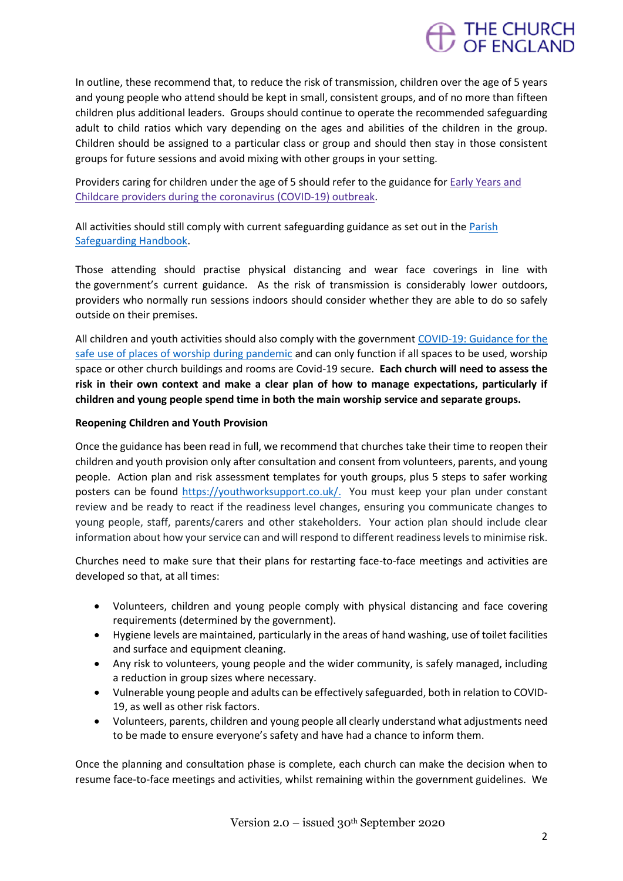In outline, these recommend that, to reduce the risk of transmission, children over the age of 5 years and young people who attend should be kept in small, consistent groups, and of no more than fifteen children plus additional leaders. Groups should continue to operate the recommended safeguarding adult to child ratios which vary depending on the ages and abilities of the children in the group. Children should be assigned to a particular class or group and should then stay in those consistent groups for future sessions and avoid mixing with other groups in your setting.

Providers caring for children under the age of 5 should refer to the guidance for Early Years and Childcare providers during the coronavirus (COVID-19) outbreak.

All activities should still comply with current safeguarding guidance as set out in the Parish Safeguarding Handbook.

Those attending should practise physical distancing and wear face coverings in line with the government's current guidance. As the risk of transmission is considerably lower outdoors, providers who normally run sessions indoors should consider whether they are able to do so safely outside on their premises.

All children and youth activities should also comply with the government COVID-19: Guidance for the safe use of places of worship during pandemic and can only function if all spaces to be used, worship space or other church buildings and rooms are Covid-19 secure. **Each church will need to assess the risk in their own context and make a clear plan of how to manage expectations, particularly if children and young people spend time in both the main worship service and separate groups.**

**Reopening Children and Youth Provision**

Once the guidance has been read in full, we recommend that churches take their time to reopen their children and youth provision only after consultation and consent from volunteers, parents, and young people. Action plan and risk assessment templates for youth groups, plus 5 steps to safer working posters can be found https://youthworksupport.co.uk/. You must keep your plan under constant review and be ready to react if the readiness level changes, ensuring you communicate changes to young people, staff, parents/carers and other stakeholders. Your action plan should include clear information about how your service can and will respond to different readiness levels to minimise risk.

Churches need to make sure that their plans for restarting face-to-face meetings and activities are developed so that, at all times:

- Volunteers, children and young people comply with physical distancing and face covering requirements (determined by the government).
- Hygiene levels are maintained, particularly in the areas of hand washing, use of toilet facilities and surface and equipment cleaning.
- Any risk to volunteers, young people and the wider community, is safely managed, including a reduction in group sizes where necessary.
- Vulnerable young people and adults can be effectively safeguarded, both in relation to COVID-19, as well as other risk factors.
- Volunteers, parents, children and young people all clearly understand what adjustments need to be made to ensure everyone's safety and have had a chance to inform them.

Once the planning and consultation phase is complete, each church can make the decision when to resume face-to-face meetings and activities, whilst remaining within the government guidelines. We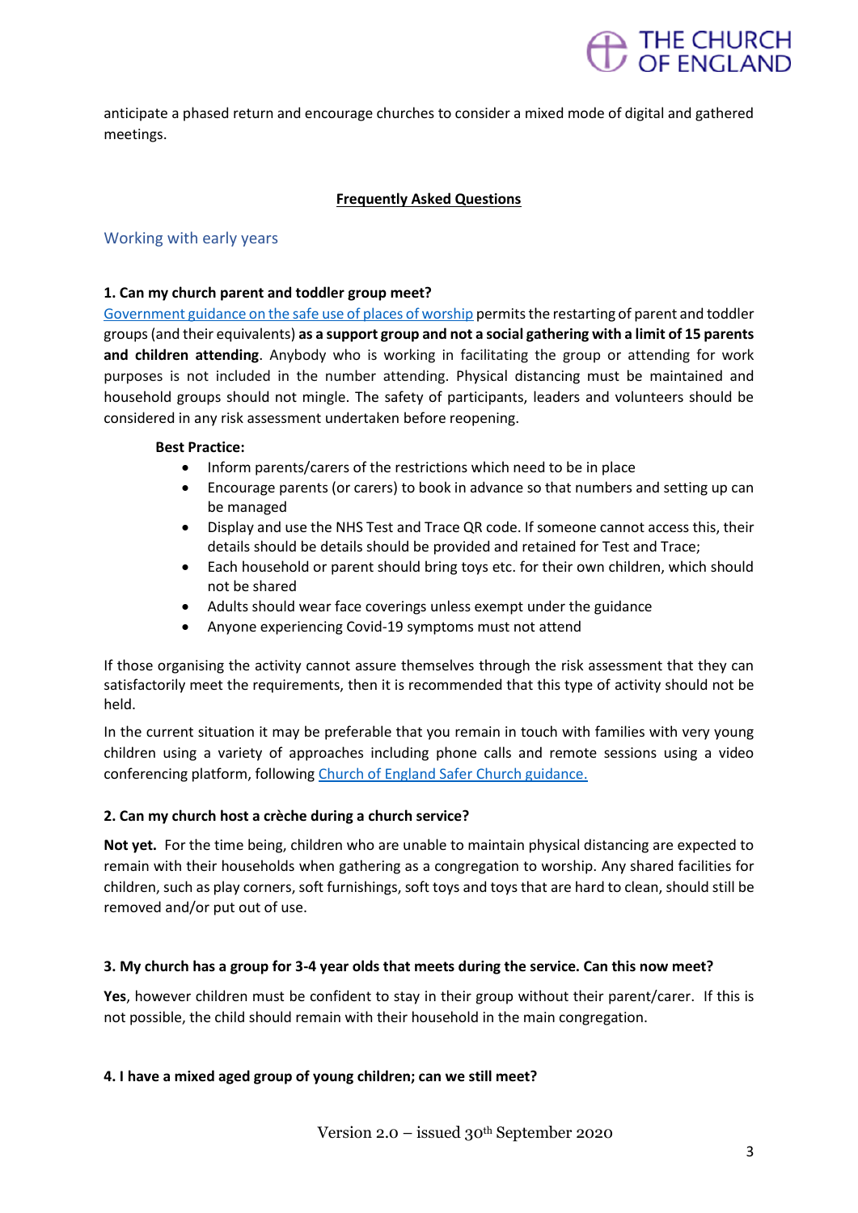anticipate a phased return and encourage churches to consider a mixed mode of digital and gathered meetings.

**Frequently Asked Questions**

## Working with early years

**1. Can my church parent and toddler group meet?**

Government guidance on the safe use of places of worship permits the restarting of parent and toddler groups (and their equivalents) **as a support group and not a social gathering with a limit of 15 parents and children attending**. Anybody who is working in facilitating the group or attending for work purposes is not included in the number attending. Physical distancing must be maintained and household groups should not mingle. The safety of participants, leaders and volunteers should be considered in any risk assessment undertaken before reopening.

**Best Practice:**

- Inform parents/carers of the restrictions which need to be in place
- Encourage parents (or carers) to book in advance so that numbers and setting up can be managed
- Display and use the NHS Test and Trace QR code. If someone cannot access this, their details should be details should be provided and retained for Test and Trace;
- Each household or parent should bring toys etc. for their own children, which should not be shared
- Adults should wear face coverings unless exempt under the guidance
- Anyone experiencing Covid-19 symptoms must not attend

If those organising the activity cannot assure themselves through the risk assessment that they can satisfactorily meet the requirements, then it is recommended that this type of activity should not be held.

In the current situation it may be preferable that you remain in touch with families with very young children using a variety of approaches including phone calls and remote sessions using a video conferencing platform, following Church of England Safer Church guidance.

**2. Can my church host a crèche during a church service?**

**Not yet.** For the time being, children who are unable to maintain physical distancing are expected to remain with their households when gathering as a congregation to worship. Any shared facilities for children, such as play corners, soft furnishings, soft toys and toys that are hard to clean, should still be removed and/or put out of use.

**3. My church has a group for 3-4 year olds that meets during the service. Can this now meet?**

**Yes**, however children must be confident to stay in their group without their parent/carer. If this is not possible, the child should remain with their household in the main congregation.

**4. I have a mixed aged group of young children; can we still meet?**

Version 2.0 – issued 30th September 2020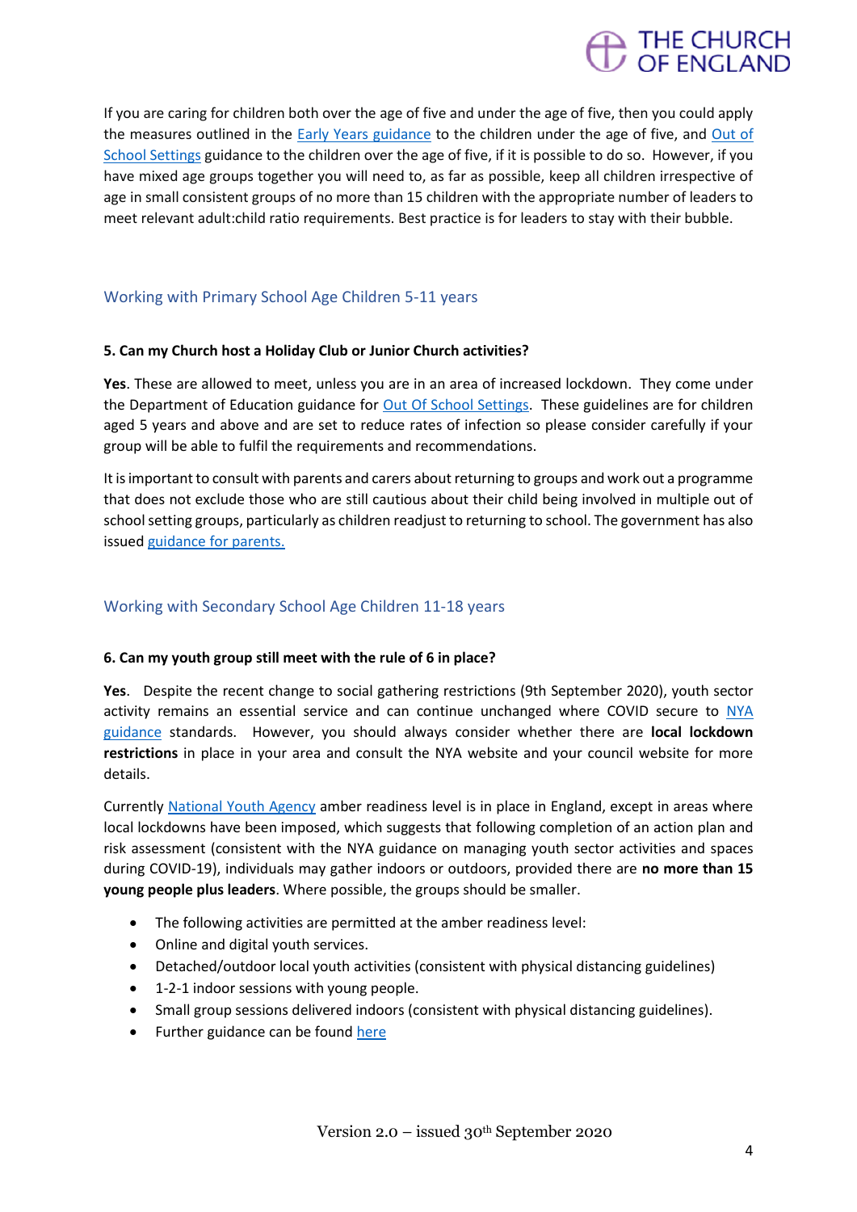If you are caring for children both over the age of five and under the age of five, then you could apply the measures outlined in the Early Years guidance to the children under the age of five, and Out of School Settings guidance to the children over the age of five, if it is possible to do so. However, if you have mixed age groups together you will need to, as far as possible, keep all children irrespective of age in small consistent groups of no more than 15 children with the appropriate number of leaders to meet relevant adult:child ratio requirements. Best practice is for leaders to stay with their bubble.

## Working with Primary School Age Children 5-11 years

**5. Can my Church host a Holiday Club or Junior Church activities?**

**Yes**. These are allowed to meet, unless you are in an area of increased lockdown. They come under the Department of Education guidance for Out Of School Settings. These guidelines are for children aged 5 years and above and are set to reduce rates of infection so please consider carefully if your group will be able to fulfil the requirements and recommendations.

It is important to consult with parents and carers about returning to groups and work out a programme that does not exclude those who are still cautious about their child being involved in multiple out of school setting groups, particularly as children readjust to returning to school. The government has also issued guidance for parents.

## Working with Secondary School Age Children 11-18 years

**6. Can my youth group still meet with the rule of 6 in place?**

**Yes**. Despite the recent change to social gathering restrictions (9th September 2020), youth sector activity remains an essential service and can continue unchanged where COVID secure to NYA guidance standards. However, you should always consider whether there are **local lockdown restrictions** in place in your area and consult the NYA website and your council website for more details.

Currently National Youth Agency amber readiness level is in place in England, except in areas where local lockdowns have been imposed, which suggests that following completion of an action plan and risk assessment (consistent with the NYA guidance on managing youth sector activities and spaces during COVID-19), individuals may gather indoors or outdoors, provided there are **no more than 15 young people plus leaders**. Where possible, the groups should be smaller.

- The following activities are permitted at the amber readiness level:
- Online and digital youth services.
- Detached/outdoor local youth activities (consistent with physical distancing guidelines)
- 1-2-1 indoor sessions with young people.
- Small group sessions delivered indoors (consistent with physical distancing guidelines).
- Further guidance can be found here

Version 2.0 – issued 30th September 2020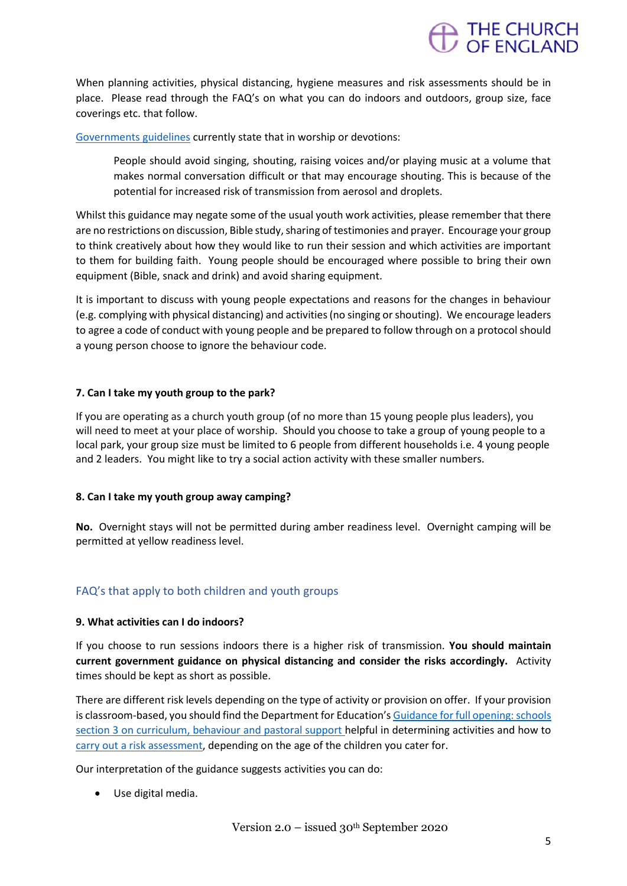When planning activities, physical distancing, hygiene measures and risk assessments should be in place. Please read through the FAQ's on what you can do indoors and outdoors, group size, face coverings etc. that follow.

Governments guidelines currently state that in worship or devotions:

> People should avoid singing, shouting, raising voices and/or playing music at a volume that makes normal conversation difficult or that may encourage shouting. This is because of the potential for increased risk of transmission from aerosol and droplets.

Whilst this guidance may negate some of the usual youth work activities, please remember that there are no restrictions on discussion, Bible study, sharing of testimonies and prayer. Encourage your group to think creatively about how they would like to run their session and which activities are important to them for building faith. Young people should be encouraged where possible to bring their own equipment (Bible, snack and drink) and avoid sharing equipment.

It is important to discuss with young people expectations and reasons for the changes in behaviour (e.g. complying with physical distancing) and activities (no singing or shouting). We encourage leaders to agree a code of conduct with young people and be prepared to follow through on a protocol should a young person choose to ignore the behaviour code.

**7. Can I take my youth group to the park?**

If you are operating as a church youth group (of no more than 15 young people plus leaders), you will need to meet at your place of worship. Should you choose to take a group of young people to a local park, your group size must be limited to 6 people from different households i.e. 4 young people and 2 leaders. You might like to try a social action activity with these smaller numbers.

**8. Can I take my youth group away camping?**

**No.** Overnight stays will not be permitted during amber readiness level. Overnight camping will be permitted at yellow readiness level.

## FAQ's that apply to both children and youth groups

**9. What activities can I do indoors?**

If you choose to run sessions indoors there is a higher risk of transmission. **You should maintain current government guidance on physical distancing and consider the risks accordingly.** Activity times should be kept as short as possible.

There are different risk levels depending on the type of activity or provision on offer. If your provision is classroom-based, you should find the Department for Education's Guidance for full opening: schools section 3 on curriculum, behaviour and pastoral support helpful in determining activities and how to carry out a risk assessment, depending on the age of the children you cater for.

Our interpretation of the guidance suggests activities you can do:

- Use digital media.

Version 2.0 – issued 30th September 2020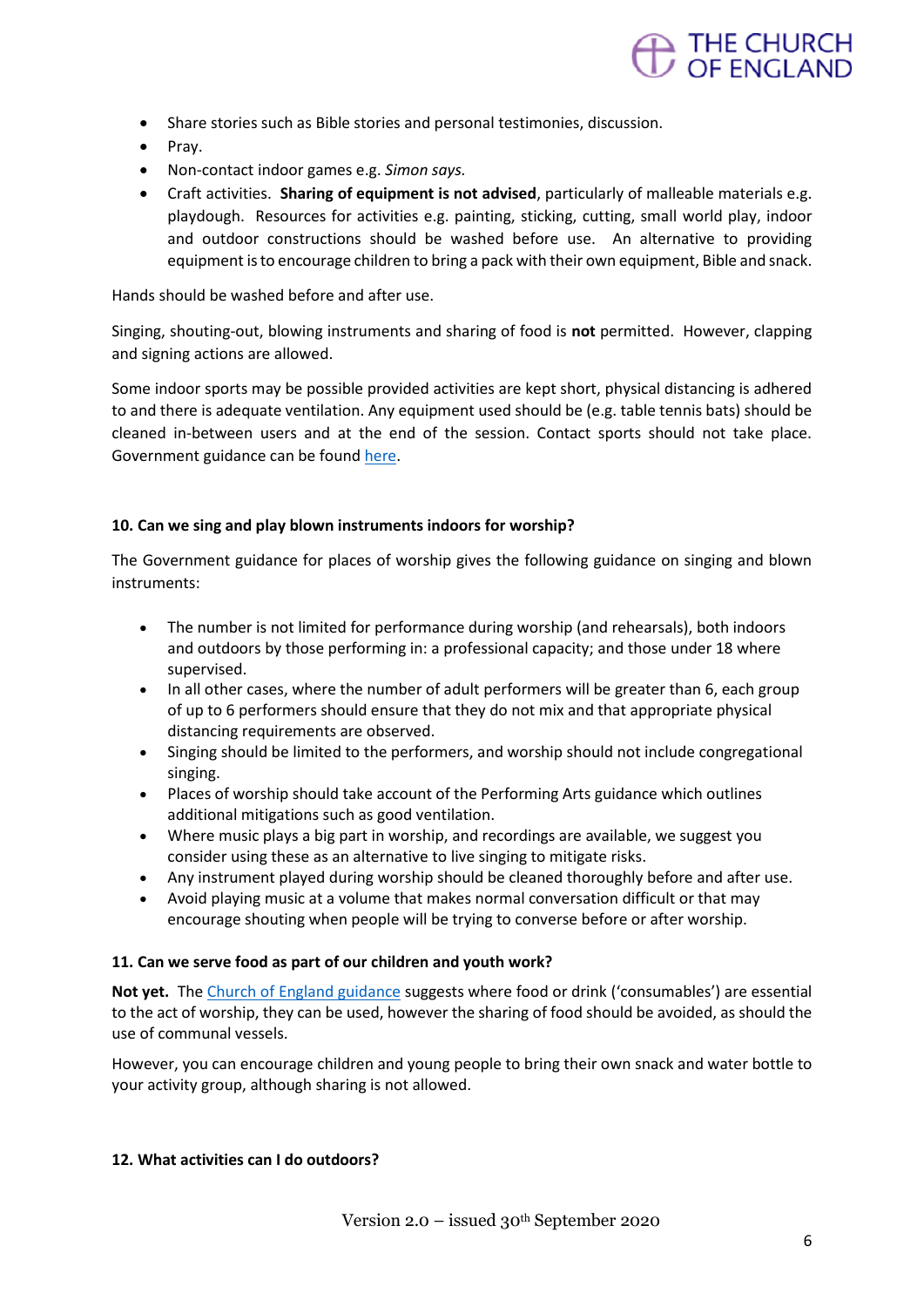- Share stories such as Bible stories and personal testimonies, discussion.
- Pray.
- Non-contact indoor games e.g. *Simon says.*
- Craft activities. **Sharing of equipment is not advised**, particularly of malleable materials e.g. playdough. Resources for activities e.g. painting, sticking, cutting, small world play, indoor and outdoor constructions should be washed before use. An alternative to providing equipment is to encourage children to bring a pack with their own equipment, Bible and snack.

Hands should be washed before and after use.

Singing, shouting-out, blowing instruments and sharing of food is **not** permitted. However, clapping and signing actions are allowed.

Some indoor sports may be possible provided activities are kept short, physical distancing is adhered to and there is adequate ventilation. Any equipment used should be (e.g. table tennis bats) should be cleaned in-between users and at the end of the session. Contact sports should not take place. Government guidance can be found here.

**10. Can we sing and play blown instruments indoors for worship?**

The Government guidance for places of worship gives the following guidance on singing and blown instruments:

- The number is not limited for performance during worship (and rehearsals), both indoors and outdoors by those performing in: a professional capacity; and those under 18 where supervised.
- In all other cases, where the number of adult performers will be greater than 6, each group of up to 6 performers should ensure that they do not mix and that appropriate physical distancing requirements are observed.
- Singing should be limited to the performers, and worship should not include congregational singing.
- Places of worship should take account of the Performing Arts guidance which outlines additional mitigations such as good ventilation.
- Where music plays a big part in worship, and recordings are available, we suggest you consider using these as an alternative to live singing to mitigate risks.
- Any instrument played during worship should be cleaned thoroughly before and after use.
- Avoid playing music at a volume that makes normal conversation difficult or that may encourage shouting when people will be trying to converse before or after worship.

**11. Can we serve food as part of our children and youth work?**

**Not yet.** The Church of England guidance suggests where food or drink ('consumables') are essential to the act of worship, they can be used, however the sharing of food should be avoided, as should the use of communal vessels.

However, you can encourage children and young people to bring their own snack and water bottle to your activity group, although sharing is not allowed.

**12. What activities can I do outdoors?**

Version 2.0 – issued 30th September 2020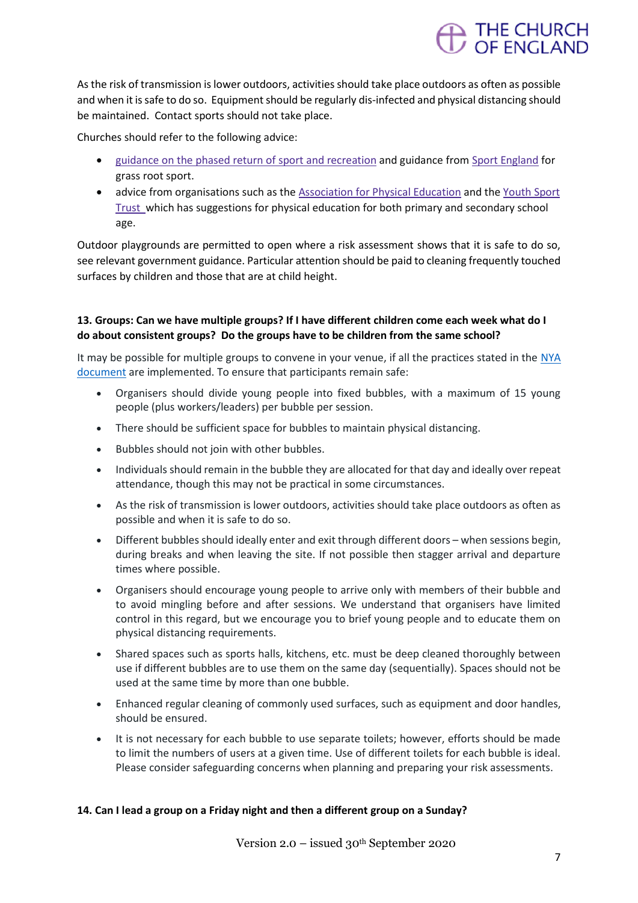As the risk of transmission is lower outdoors, activities should take place outdoors as often as possible and when it is safe to do so. Equipment should be regularly dis-infected and physical distancing should be maintained. Contact sports should not take place.

Churches should refer to the following advice:

- guidance on the phased return of sport and recreation and guidance from Sport England for grass root sport.
- advice from organisations such as the Association for Physical Education and the Youth Sport Trust which has suggestions for physical education for both primary and secondary school age.

Outdoor playgrounds are permitted to open where a risk assessment shows that it is safe to do so, see relevant government guidance. Particular attention should be paid to cleaning frequently touched surfaces by children and those that are at child height.

**13. Groups: Can we have multiple groups? If I have different children come each week what do I do about consistent groups? Do the groups have to be children from the same school?**

It may be possible for multiple groups to convene in your venue, if all the practices stated in the NYA document are implemented. To ensure that participants remain safe:

- Organisers should divide young people into fixed bubbles, with a maximum of 15 young people (plus workers/leaders) per bubble per session.
- There should be sufficient space for bubbles to maintain physical distancing.
- Bubbles should not join with other bubbles.
- Individuals should remain in the bubble they are allocated for that day and ideally over repeat attendance, though this may not be practical in some circumstances.
- As the risk of transmission is lower outdoors, activities should take place outdoors as often as possible and when it is safe to do so.
- Different bubbles should ideally enter and exit through different doors – when sessions begin, during breaks and when leaving the site. If not possible then stagger arrival and departure times where possible.
- Organisers should encourage young people to arrive only with members of their bubble and to avoid mingling before and after sessions. We understand that organisers have limited control in this regard, but we encourage you to brief young people and to educate them on physical distancing requirements.
- Shared spaces such as sports halls, kitchens, etc. must be deep cleaned thoroughly between use if different bubbles are to use them on the same day (sequentially). Spaces should not be used at the same time by more than one bubble.
- Enhanced regular cleaning of commonly used surfaces, such as equipment and door handles, should be ensured.
- It is not necessary for each bubble to use separate toilets; however, efforts should be made to limit the numbers of users at a given time. Use of different toilets for each bubble is ideal. Please consider safeguarding concerns when planning and preparing your risk assessments.

**14. Can I lead a group on a Friday night and then a different group on a Sunday?**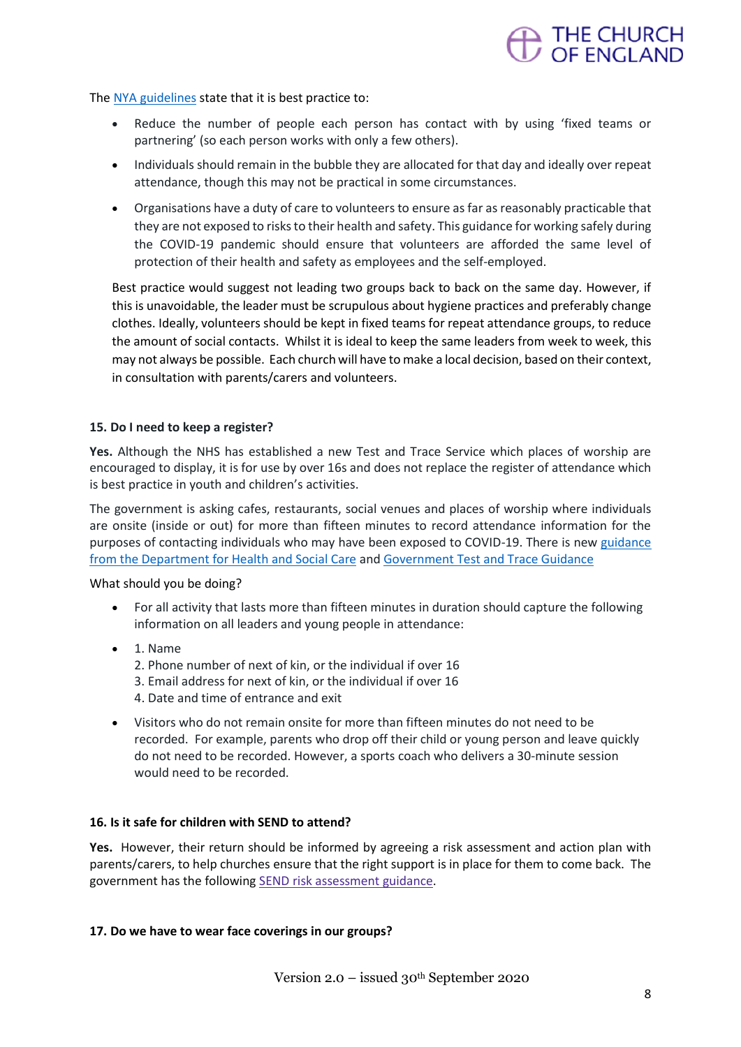The NYA guidelines state that it is best practice to:

- Reduce the number of people each person has contact with by using 'fixed teams or partnering' (so each person works with only a few others).
- Individuals should remain in the bubble they are allocated for that day and ideally over repeat attendance, though this may not be practical in some circumstances.
- Organisations have a duty of care to volunteers to ensure as far as reasonably practicable that they are not exposed to risks to their health and safety. This guidance for working safely during the COVID-19 pandemic should ensure that volunteers are afforded the same level of protection of their health and safety as employees and the self-employed.

Best practice would suggest not leading two groups back to back on the same day. However, if this is unavoidable, the leader must be scrupulous about hygiene practices and preferably change clothes. Ideally, volunteers should be kept in fixed teams for repeat attendance groups, to reduce the amount of social contacts. Whilst it is ideal to keep the same leaders from week to week, this may not always be possible. Each church will have to make a local decision, based on their context, in consultation with parents/carers and volunteers.

**15. Do I need to keep a register?**

**Yes.** Although the NHS has established a new Test and Trace Service which places of worship are encouraged to display, it is for use by over 16s and does not replace the register of attendance which is best practice in youth and children's activities.

The government is asking cafes, restaurants, social venues and places of worship where individuals are onsite (inside or out) for more than fifteen minutes to record attendance information for the purposes of contacting individuals who may have been exposed to COVID-19. There is new guidance from the Department for Health and Social Care and Government Test and Trace Guidance

What should you be doing?

- For all activity that lasts more than fifteen minutes in duration should capture the following information on all leaders and young people in attendance:
- 1. Name
  2. Phone number of next of kin, or the individual if over 16
  3. Email address for next of kin, or the individual if over 16
  4. Date and time of entrance and exit
- Visitors who do not remain onsite for more than fifteen minutes do not need to be recorded. For example, parents who drop off their child or young person and leave quickly do not need to be recorded. However, a sports coach who delivers a 30-minute session would need to be recorded.

**16. Is it safe for children with SEND to attend?**

**Yes.** However, their return should be informed by agreeing a risk assessment and action plan with parents/carers, to help churches ensure that the right support is in place for them to come back. The government has the following SEND risk assessment guidance.

**17. Do we have to wear face coverings in our groups?**

Version 2.0 – issued 30th September 2020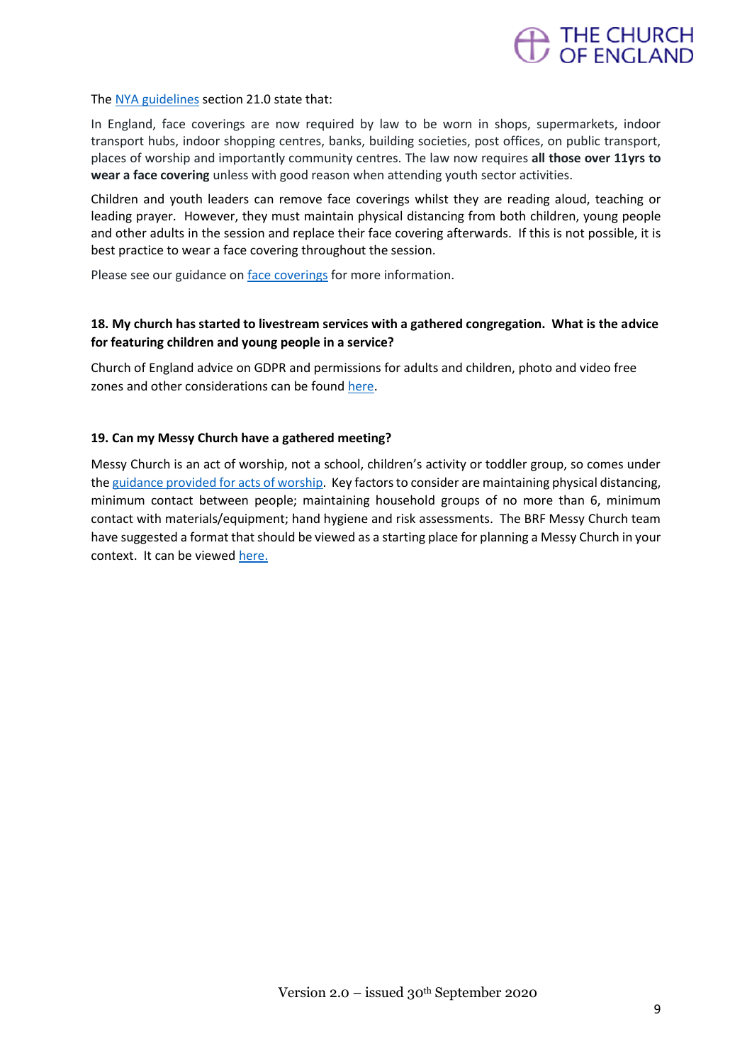The [NYA guidelines](#) section 21.0 state that:

In England, face coverings are now required by law to be worn in shops, supermarkets, indoor transport hubs, indoor shopping centres, banks, building societies, post offices, on public transport, places of worship and importantly community centres. The law now requires **all those over 11yrs to wear a face covering** unless with good reason when attending youth sector activities.

Children and youth leaders can remove face coverings whilst they are reading aloud, teaching or leading prayer. However, they must maintain physical distancing from both children, young people and other adults in the session and replace their face covering afterwards. If this is not possible, it is best practice to wear a face covering throughout the session.

Please see our guidance on face coverings for more information.

**18. My church has started to livestream services with a gathered congregation. What is the advice for featuring children and young people in a service?**

Church of England advice on GDPR and permissions for adults and children, photo and video free zones and other considerations can be found here.

**19. Can my Messy Church have a gathered meeting?**

Messy Church is an act of worship, not a school, children's activity or toddler group, so comes under the guidance provided for acts of worship. Key factors to consider are maintaining physical distancing, minimum contact between people; maintaining household groups of no more than 6, minimum contact with materials/equipment; hand hygiene and risk assessments. The BRF Messy Church team have suggested a format that should be viewed as a starting place for planning a Messy Church in your context. It can be viewed here.

Version 2.0 – issued 30th September 2020